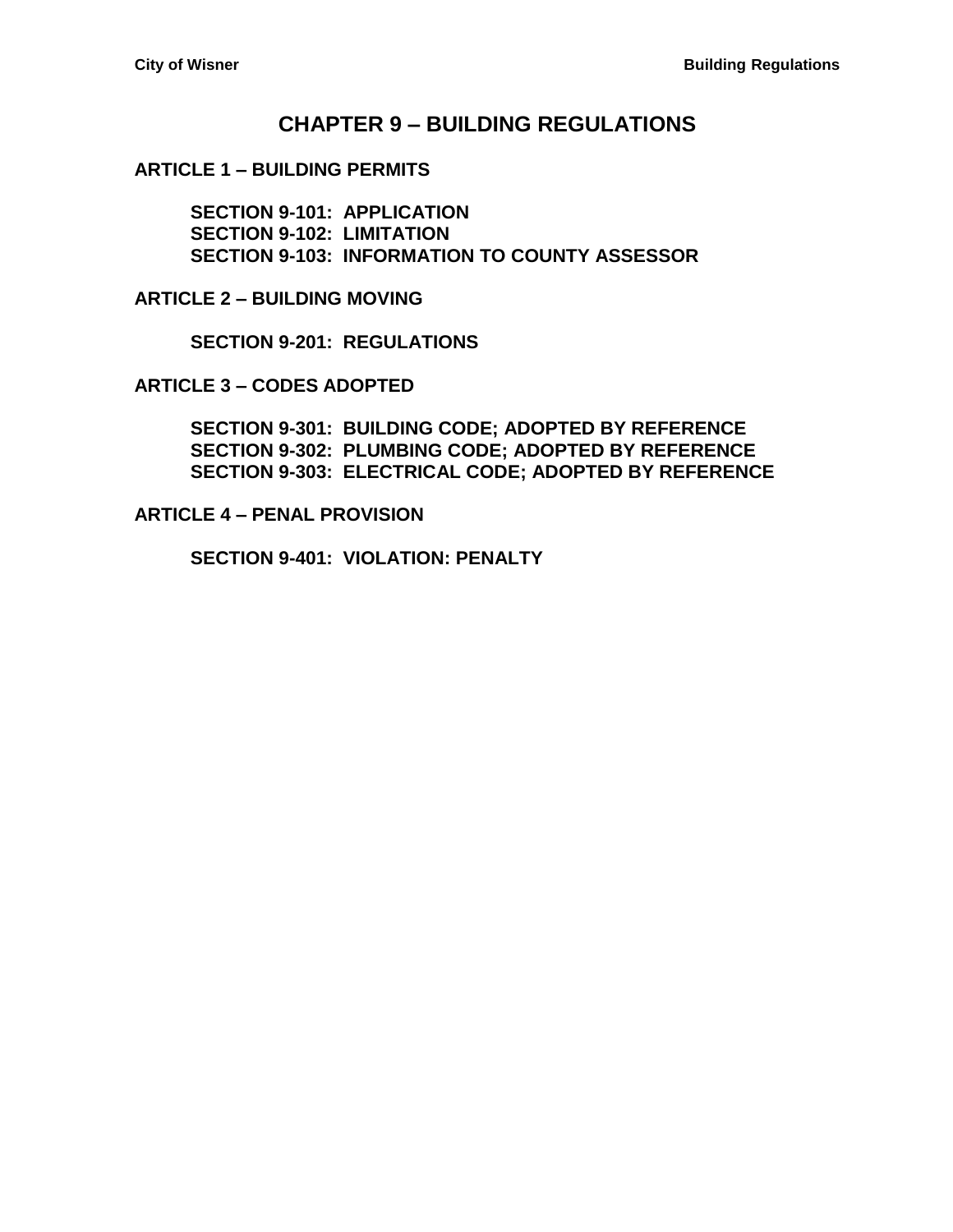# CHAPTER 9 – BUILDING REGULATIONS

## ARTICLE 1 – BUILDING PERMITS

**SECTION 9-101: APPLICATION**
**SECTION 9-102: LIMITATION**
**SECTION 9-103: INFORMATION TO COUNTY ASSESSOR**

## ARTICLE 2 – BUILDING MOVING

**SECTION 9-201: REGULATIONS**

## ARTICLE 3 – CODES ADOPTED

**SECTION 9-301: BUILDING CODE; ADOPTED BY REFERENCE**
**SECTION 9-302: PLUMBING CODE; ADOPTED BY REFERENCE**
**SECTION 9-303: ELECTRICAL CODE; ADOPTED BY REFERENCE**

## ARTICLE 4 – PENAL PROVISION

**SECTION 9-401: VIOLATION: PENALTY**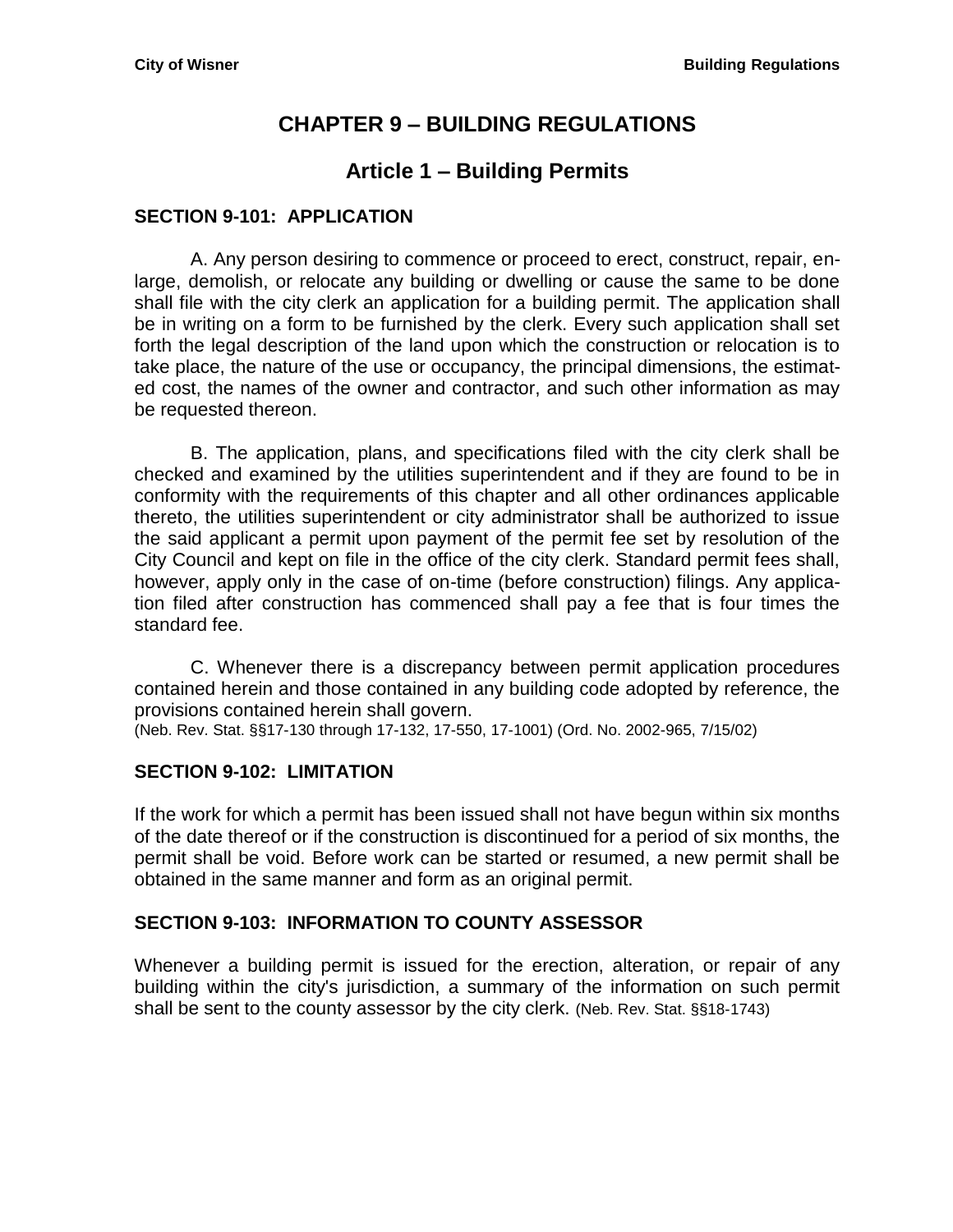# CHAPTER 9 – BUILDING REGULATIONS

## Article 1 – Building Permits

### SECTION 9-101: APPLICATION

A. Any person desiring to commence or proceed to erect, construct, repair, enlarge, demolish, or relocate any building or dwelling or cause the same to be done shall file with the city clerk an application for a building permit. The application shall be in writing on a form to be furnished by the clerk. Every such application shall set forth the legal description of the land upon which the construction or relocation is to take place, the nature of the use or occupancy, the principal dimensions, the estimated cost, the names of the owner and contractor, and such other information as may be requested thereon.

B. The application, plans, and specifications filed with the city clerk shall be checked and examined by the utilities superintendent and if they are found to be in conformity with the requirements of this chapter and all other ordinances applicable thereto, the utilities superintendent or city administrator shall be authorized to issue the said applicant a permit upon payment of the permit fee set by resolution of the City Council and kept on file in the office of the city clerk. Standard permit fees shall, however, apply only in the case of on-time (before construction) filings. Any application filed after construction has commenced shall pay a fee that is four times the standard fee.

C. Whenever there is a discrepancy between permit application procedures contained herein and those contained in any building code adopted by reference, the provisions contained herein shall govern.

(Neb. Rev. Stat. §§17-130 through 17-132, 17-550, 17-1001) (Ord. No. 2002-965, 7/15/02)

### SECTION 9-102: LIMITATION

If the work for which a permit has been issued shall not have begun within six months of the date thereof or if the construction is discontinued for a period of six months, the permit shall be void. Before work can be started or resumed, a new permit shall be obtained in the same manner and form as an original permit.

### SECTION 9-103: INFORMATION TO COUNTY ASSESSOR

Whenever a building permit is issued for the erection, alteration, or repair of any building within the city's jurisdiction, a summary of the information on such permit shall be sent to the county assessor by the city clerk. (Neb. Rev. Stat. §§18-1743)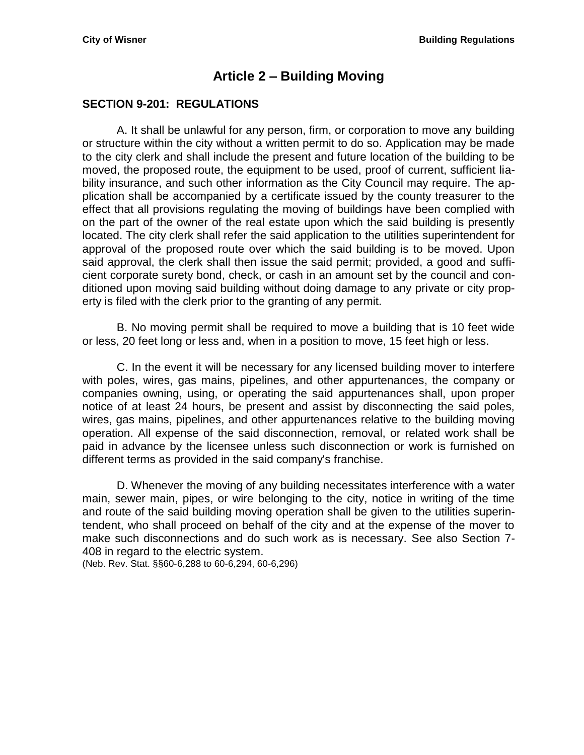# Article 2 – Building Moving

## SECTION 9-201: REGULATIONS

A. It shall be unlawful for any person, firm, or corporation to move any building or structure within the city without a written permit to do so. Application may be made to the city clerk and shall include the present and future location of the building to be moved, the proposed route, the equipment to be used, proof of current, sufficient liability insurance, and such other information as the City Council may require. The application shall be accompanied by a certificate issued by the county treasurer to the effect that all provisions regulating the moving of buildings have been complied with on the part of the owner of the real estate upon which the said building is presently located. The city clerk shall refer the said application to the utilities superintendent for approval of the proposed route over which the said building is to be moved. Upon said approval, the clerk shall then issue the said permit; provided, a good and sufficient corporate surety bond, check, or cash in an amount set by the council and conditioned upon moving said building without doing damage to any private or city property is filed with the clerk prior to the granting of any permit.

B. No moving permit shall be required to move a building that is 10 feet wide or less, 20 feet long or less and, when in a position to move, 15 feet high or less.

C. In the event it will be necessary for any licensed building mover to interfere with poles, wires, gas mains, pipelines, and other appurtenances, the company or companies owning, using, or operating the said appurtenances shall, upon proper notice of at least 24 hours, be present and assist by disconnecting the said poles, wires, gas mains, pipelines, and other appurtenances relative to the building moving operation. All expense of the said disconnection, removal, or related work shall be paid in advance by the licensee unless such disconnection or work is furnished on different terms as provided in the said company's franchise.

D. Whenever the moving of any building necessitates interference with a water main, sewer main, pipes, or wire belonging to the city, notice in writing of the time and route of the said building moving operation shall be given to the utilities superintendent, who shall proceed on behalf of the city and at the expense of the mover to make such disconnections and do such work as is necessary. See also Section 7-408 in regard to the electric system.

(Neb. Rev. Stat. §§60-6,288 to 60-6,294, 60-6,296)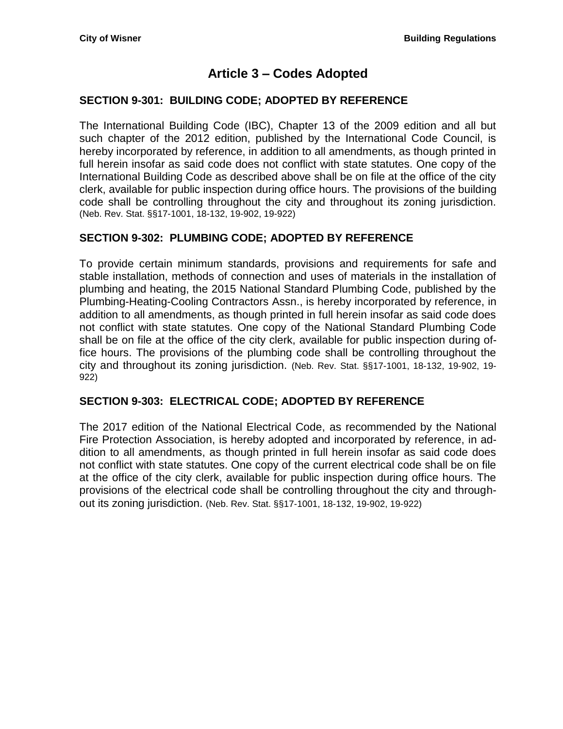# Article 3 – Codes Adopted

## SECTION 9-301: BUILDING CODE; ADOPTED BY REFERENCE

The International Building Code (IBC), Chapter 13 of the 2009 edition and all but such chapter of the 2012 edition, published by the International Code Council, is hereby incorporated by reference, in addition to all amendments, as though printed in full herein insofar as said code does not conflict with state statutes. One copy of the International Building Code as described above shall be on file at the office of the city clerk, available for public inspection during office hours. The provisions of the building code shall be controlling throughout the city and throughout its zoning jurisdiction. (Neb. Rev. Stat. §§17-1001, 18-132, 19-902, 19-922)

## SECTION 9-302: PLUMBING CODE; ADOPTED BY REFERENCE

To provide certain minimum standards, provisions and requirements for safe and stable installation, methods of connection and uses of materials in the installation of plumbing and heating, the 2015 National Standard Plumbing Code, published by the Plumbing-Heating-Cooling Contractors Assn., is hereby incorporated by reference, in addition to all amendments, as though printed in full herein insofar as said code does not conflict with state statutes. One copy of the National Standard Plumbing Code shall be on file at the office of the city clerk, available for public inspection during office hours. The provisions of the plumbing code shall be controlling throughout the city and throughout its zoning jurisdiction. (Neb. Rev. Stat. §§17-1001, 18-132, 19-902, 19-922)

## SECTION 9-303: ELECTRICAL CODE; ADOPTED BY REFERENCE

The 2017 edition of the National Electrical Code, as recommended by the National Fire Protection Association, is hereby adopted and incorporated by reference, in addition to all amendments, as though printed in full herein insofar as said code does not conflict with state statutes. One copy of the current electrical code shall be on file at the office of the city clerk, available for public inspection during office hours. The provisions of the electrical code shall be controlling throughout the city and throughout its zoning jurisdiction. (Neb. Rev. Stat. §§17-1001, 18-132, 19-902, 19-922)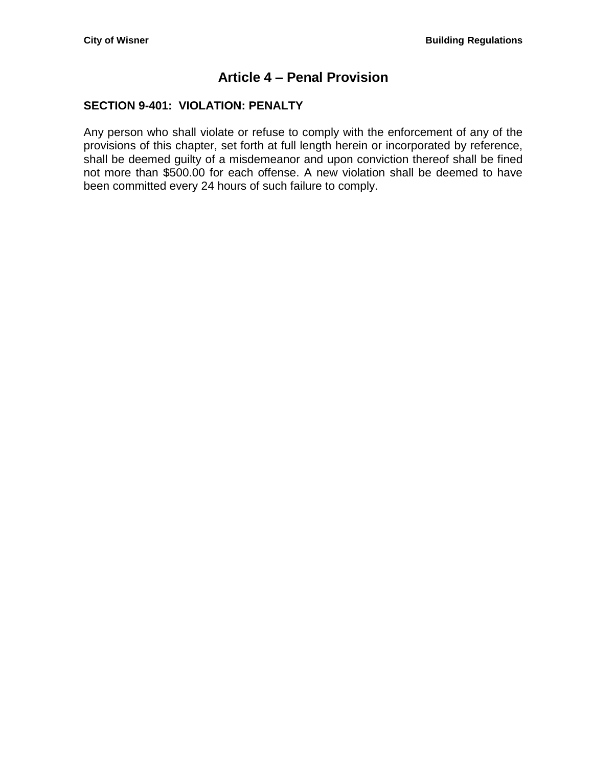# Article 4 – Penal Provision

## SECTION 9-401: VIOLATION: PENALTY

Any person who shall violate or refuse to comply with the enforcement of any of the provisions of this chapter, set forth at full length herein or incorporated by reference, shall be deemed guilty of a misdemeanor and upon conviction thereof shall be fined not more than $500.00 for each offense. A new violation shall be deemed to have been committed every 24 hours of such failure to comply.